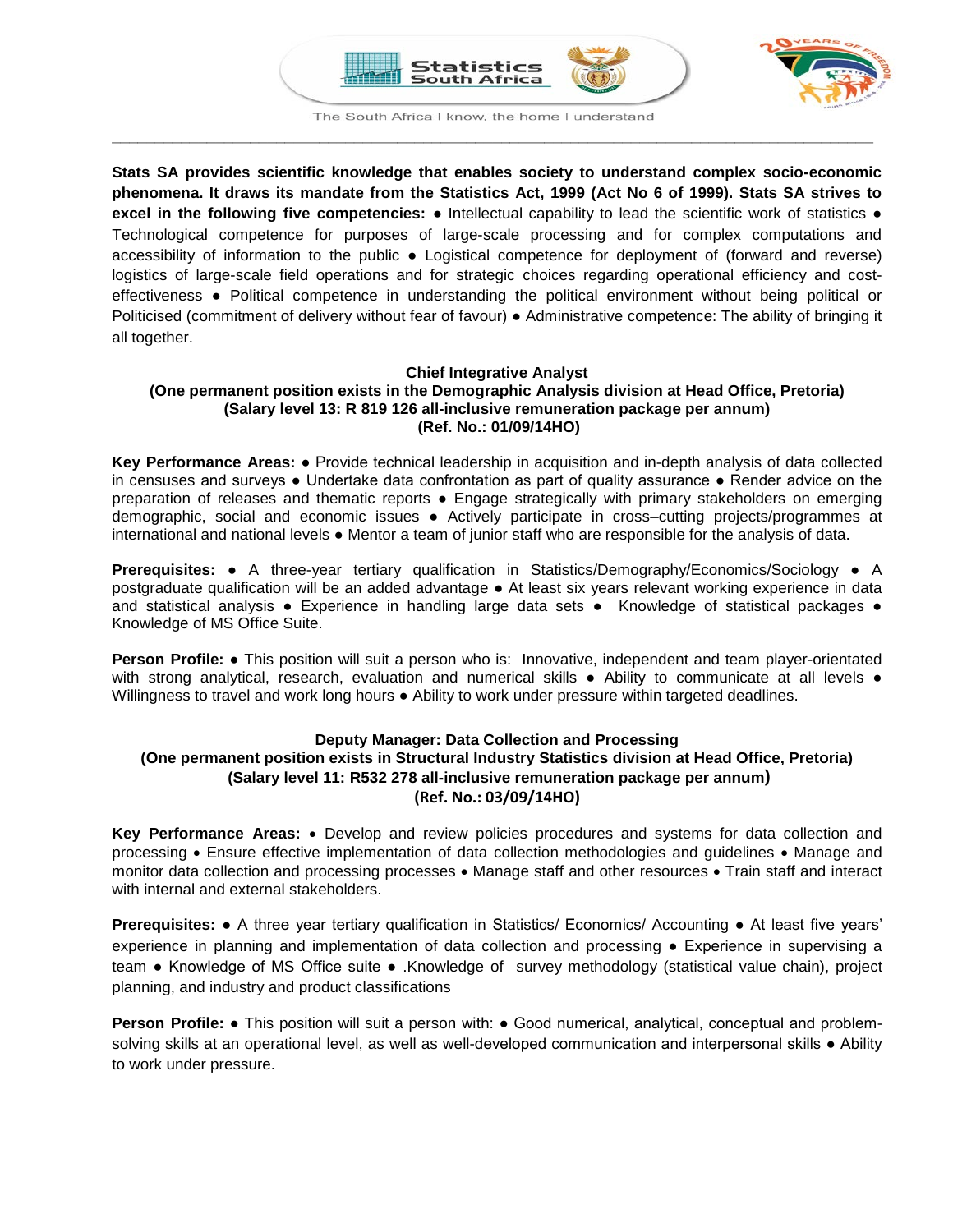**Stats SA provides scientific knowledge that enables society to understand complex socio-economic phenomena. It draws its mandate from the Statistics Act, 1999 (Act No 6 of 1999). Stats SA strives to excel in the following five competencies:** ● Intellectual capability to lead the scientific work of statistics ● Technological competence for purposes of large-scale processing and for complex computations and accessibility of information to the public ● Logistical competence for deployment of (forward and reverse) logistics of large-scale field operations and for strategic choices regarding operational efficiency and cost-effectiveness ● Political competence in understanding the political environment without being political or Politicised (commitment of delivery without fear of favour) ● Administrative competence: The ability of bringing it all together.

**Chief Integrative Analyst**
**(One permanent position exists in the Demographic Analysis division at Head Office, Pretoria)**
**(Salary level 13: R 819 126 all-inclusive remuneration package per annum)**
**(Ref. No.: 01/09/14HO)**

**Key Performance Areas:** ● Provide technical leadership in acquisition and in-depth analysis of data collected in censuses and surveys ● Undertake data confrontation as part of quality assurance ● Render advice on the preparation of releases and thematic reports ● Engage strategically with primary stakeholders on emerging demographic, social and economic issues ● Actively participate in cross–cutting projects/programmes at international and national levels ● Mentor a team of junior staff who are responsible for the analysis of data.

**Prerequisites:** ● A three-year tertiary qualification in Statistics/Demography/Economics/Sociology ● A postgraduate qualification will be an added advantage ● At least six years relevant working experience in data and statistical analysis ● Experience in handling large data sets ● Knowledge of statistical packages ● Knowledge of MS Office Suite.

**Person Profile:** ● This position will suit a person who is: Innovative, independent and team player-orientated with strong analytical, research, evaluation and numerical skills ● Ability to communicate at all levels ● Willingness to travel and work long hours ● Ability to work under pressure within targeted deadlines.

**Deputy Manager: Data Collection and Processing**
**(One permanent position exists in Structural Industry Statistics division at Head Office, Pretoria)**
**(Salary level 11: R532 278 all-inclusive remuneration package per annum)**
**(Ref. No.: 03/09/14HO)**

**Key Performance Areas:** • Develop and review policies procedures and systems for data collection and processing • Ensure effective implementation of data collection methodologies and guidelines • Manage and monitor data collection and processing processes • Manage staff and other resources • Train staff and interact with internal and external stakeholders.

**Prerequisites:** ● A three year tertiary qualification in Statistics/ Economics/ Accounting ● At least five years' experience in planning and implementation of data collection and processing ● Experience in supervising a team ● Knowledge of MS Office suite ● .Knowledge of survey methodology (statistical value chain), project planning, and industry and product classifications

**Person Profile:** ● This position will suit a person with: ● Good numerical, analytical, conceptual and problem-solving skills at an operational level, as well as well-developed communication and interpersonal skills ● Ability to work under pressure.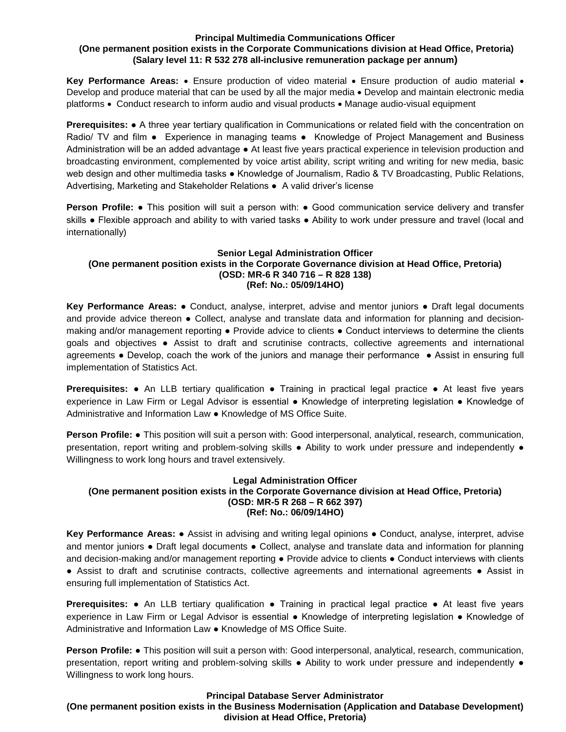**Principal Multimedia Communications Officer**
**(One permanent position exists in the Corporate Communications division at Head Office, Pretoria)**
**(Salary level 11: R 532 278 all-inclusive remuneration package per annum)**

**Key Performance Areas:** • Ensure production of video material • Ensure production of audio material • Develop and produce material that can be used by all the major media • Develop and maintain electronic media platforms • Conduct research to inform audio and visual products • Manage audio-visual equipment

**Prerequisites:** ● A three year tertiary qualification in Communications or related field with the concentration on Radio/ TV and film ● Experience in managing teams ● Knowledge of Project Management and Business Administration will be an added advantage ● At least five years practical experience in television production and broadcasting environment, complemented by voice artist ability, script writing and writing for new media, basic web design and other multimedia tasks ● Knowledge of Journalism, Radio & TV Broadcasting, Public Relations, Advertising, Marketing and Stakeholder Relations ● A valid driver's license

**Person Profile:** ● This position will suit a person with: ● Good communication service delivery and transfer skills ● Flexible approach and ability to with varied tasks ● Ability to work under pressure and travel (local and internationally)

**Senior Legal Administration Officer**
**(One permanent position exists in the Corporate Governance division at Head Office, Pretoria)**
**(OSD: MR-6 R 340 716 – R 828 138)**
**(Ref: No.: 05/09/14HO)**

**Key Performance Areas:** ● Conduct, analyse, interpret, advise and mentor juniors ● Draft legal documents and provide advice thereon ● Collect, analyse and translate data and information for planning and decision-making and/or management reporting ● Provide advice to clients ● Conduct interviews to determine the clients goals and objectives ● Assist to draft and scrutinise contracts, collective agreements and international agreements ● Develop, coach the work of the juniors and manage their performance ● Assist in ensuring full implementation of Statistics Act.

**Prerequisites:** ● An LLB tertiary qualification ● Training in practical legal practice ● At least five years experience in Law Firm or Legal Advisor is essential ● Knowledge of interpreting legislation ● Knowledge of Administrative and Information Law ● Knowledge of MS Office Suite.

**Person Profile:** ● This position will suit a person with: Good interpersonal, analytical, research, communication, presentation, report writing and problem-solving skills ● Ability to work under pressure and independently ● Willingness to work long hours and travel extensively.

**Legal Administration Officer**
**(One permanent position exists in the Corporate Governance division at Head Office, Pretoria)**
**(OSD: MR-5 R 268 – R 662 397)**
**(Ref: No.: 06/09/14HO)**

**Key Performance Areas:** ● Assist in advising and writing legal opinions ● Conduct, analyse, interpret, advise and mentor juniors ● Draft legal documents ● Collect, analyse and translate data and information for planning and decision-making and/or management reporting ● Provide advice to clients ● Conduct interviews with clients ● Assist to draft and scrutinise contracts, collective agreements and international agreements ● Assist in ensuring full implementation of Statistics Act.

**Prerequisites:** ● An LLB tertiary qualification ● Training in practical legal practice ● At least five years experience in Law Firm or Legal Advisor is essential ● Knowledge of interpreting legislation ● Knowledge of Administrative and Information Law ● Knowledge of MS Office Suite.

**Person Profile:** ● This position will suit a person with: Good interpersonal, analytical, research, communication, presentation, report writing and problem-solving skills ● Ability to work under pressure and independently ● Willingness to work long hours.

**Principal Database Server Administrator**
**(One permanent position exists in the Business Modernisation (Application and Database Development) division at Head Office, Pretoria)**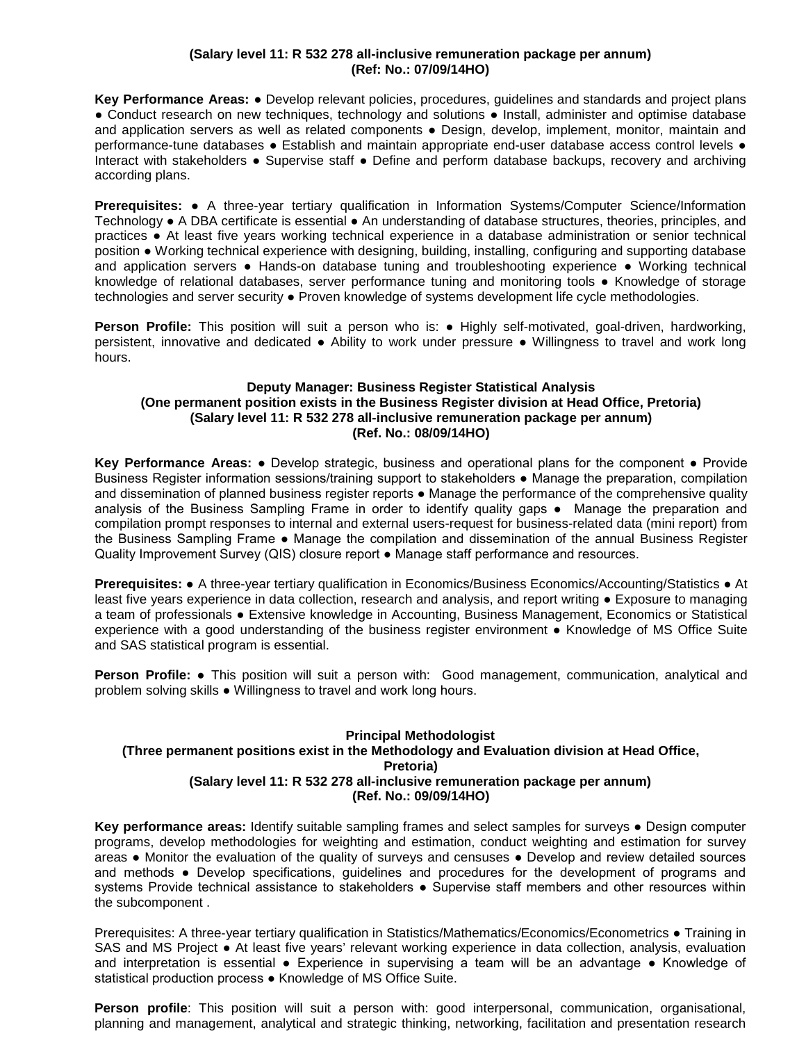**(Salary level 11: R 532 278 all-inclusive remuneration package per annum)**
**(Ref: No.: 07/09/14HO)**

**Key Performance Areas:** ● Develop relevant policies, procedures, guidelines and standards and project plans ● Conduct research on new techniques, technology and solutions ● Install, administer and optimise database and application servers as well as related components ● Design, develop, implement, monitor, maintain and performance-tune databases ● Establish and maintain appropriate end-user database access control levels ● Interact with stakeholders ● Supervise staff ● Define and perform database backups, recovery and archiving according plans.

**Prerequisites:** ● A three-year tertiary qualification in Information Systems/Computer Science/Information Technology ● A DBA certificate is essential ● An understanding of database structures, theories, principles, and practices ● At least five years working technical experience in a database administration or senior technical position ● Working technical experience with designing, building, installing, configuring and supporting database and application servers ● Hands-on database tuning and troubleshooting experience ● Working technical knowledge of relational databases, server performance tuning and monitoring tools ● Knowledge of storage technologies and server security ● Proven knowledge of systems development life cycle methodologies.

**Person Profile:** This position will suit a person who is: ● Highly self-motivated, goal-driven, hardworking, persistent, innovative and dedicated ● Ability to work under pressure ● Willingness to travel and work long hours.

**Deputy Manager: Business Register Statistical Analysis**
**(One permanent position exists in the Business Register division at Head Office, Pretoria)**
**(Salary level 11: R 532 278 all-inclusive remuneration package per annum)**
**(Ref. No.: 08/09/14HO)**

**Key Performance Areas:** ● Develop strategic, business and operational plans for the component ● Provide Business Register information sessions/training support to stakeholders ● Manage the preparation, compilation and dissemination of planned business register reports ● Manage the performance of the comprehensive quality analysis of the Business Sampling Frame in order to identify quality gaps ● Manage the preparation and compilation prompt responses to internal and external users-request for business-related data (mini report) from the Business Sampling Frame ● Manage the compilation and dissemination of the annual Business Register Quality Improvement Survey (QIS) closure report ● Manage staff performance and resources.

**Prerequisites:** ● A three-year tertiary qualification in Economics/Business Economics/Accounting/Statistics ● At least five years experience in data collection, research and analysis, and report writing ● Exposure to managing a team of professionals ● Extensive knowledge in Accounting, Business Management, Economics or Statistical experience with a good understanding of the business register environment ● Knowledge of MS Office Suite and SAS statistical program is essential.

**Person Profile:** ● This position will suit a person with: Good management, communication, analytical and problem solving skills ● Willingness to travel and work long hours.

**Principal Methodologist**
**(Three permanent positions exist in the Methodology and Evaluation division at Head Office, Pretoria)**
**(Salary level 11: R 532 278 all-inclusive remuneration package per annum)**
**(Ref. No.: 09/09/14HO)**

**Key performance areas:** Identify suitable sampling frames and select samples for surveys ● Design computer programs, develop methodologies for weighting and estimation, conduct weighting and estimation for survey areas ● Monitor the evaluation of the quality of surveys and censuses ● Develop and review detailed sources and methods ● Develop specifications, guidelines and procedures for the development of programs and systems Provide technical assistance to stakeholders ● Supervise staff members and other resources within the subcomponent .

Prerequisites: A three-year tertiary qualification in Statistics/Mathematics/Economics/Econometrics ● Training in SAS and MS Project ● At least five years' relevant working experience in data collection, analysis, evaluation and interpretation is essential ● Experience in supervising a team will be an advantage ● Knowledge of statistical production process ● Knowledge of MS Office Suite.

**Person profile**: This position will suit a person with: good interpersonal, communication, organisational, planning and management, analytical and strategic thinking, networking, facilitation and presentation research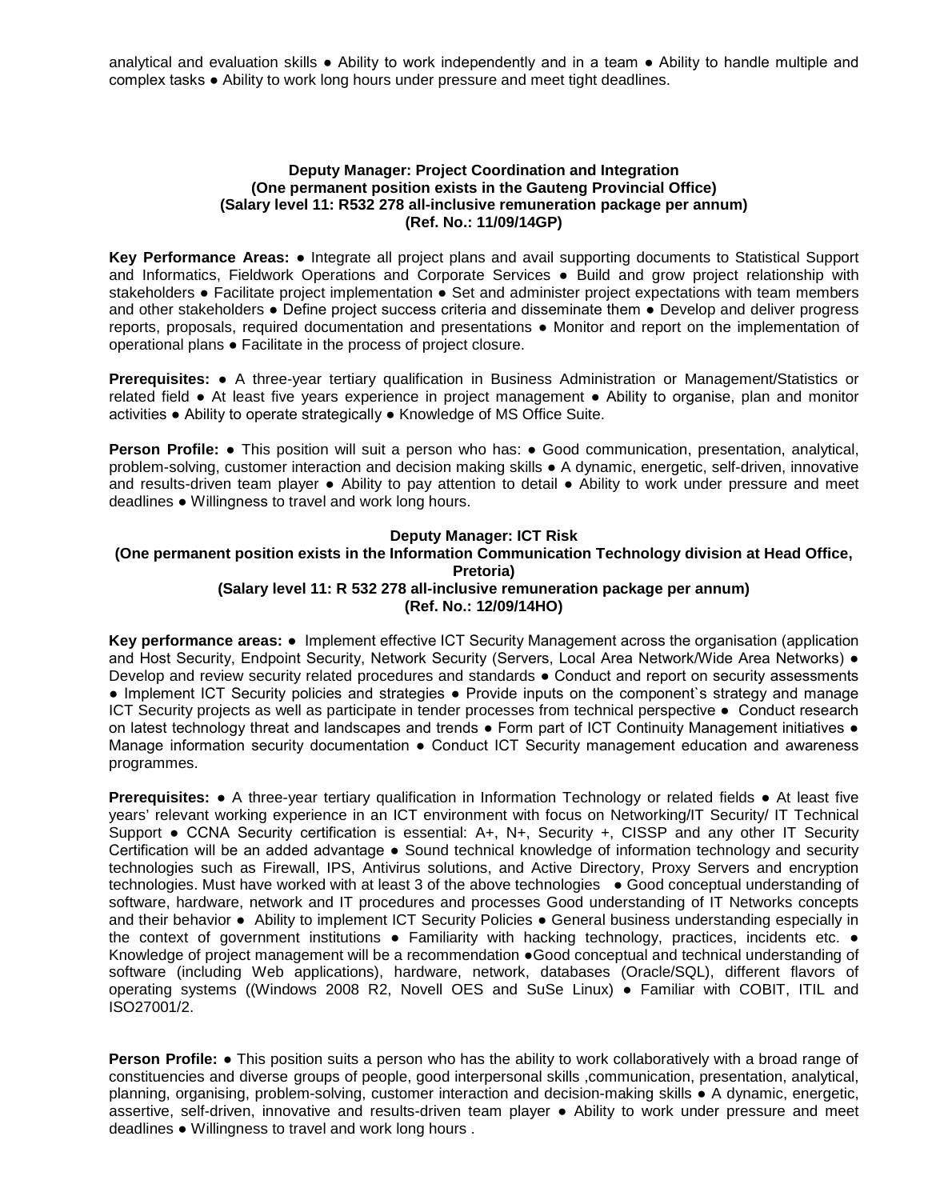analytical and evaluation skills ● Ability to work independently and in a team ● Ability to handle multiple and complex tasks ● Ability to work long hours under pressure and meet tight deadlines.

**Deputy Manager: Project Coordination and Integration**
**(One permanent position exists in the Gauteng Provincial Office)**
**(Salary level 11: R532 278 all-inclusive remuneration package per annum)**
**(Ref. No.: 11/09/14GP)**

**Key Performance Areas:** ● Integrate all project plans and avail supporting documents to Statistical Support and Informatics, Fieldwork Operations and Corporate Services ● Build and grow project relationship with stakeholders ● Facilitate project implementation ● Set and administer project expectations with team members and other stakeholders ● Define project success criteria and disseminate them ● Develop and deliver progress reports, proposals, required documentation and presentations ● Monitor and report on the implementation of operational plans ● Facilitate in the process of project closure.

**Prerequisites:** ● A three-year tertiary qualification in Business Administration or Management/Statistics or related field ● At least five years experience in project management ● Ability to organise, plan and monitor activities ● Ability to operate strategically ● Knowledge of MS Office Suite.

**Person Profile:** ● This position will suit a person who has: ● Good communication, presentation, analytical, problem-solving, customer interaction and decision making skills ● A dynamic, energetic, self-driven, innovative and results-driven team player ● Ability to pay attention to detail ● Ability to work under pressure and meet deadlines ● Willingness to travel and work long hours.

**Deputy Manager: ICT Risk**
**(One permanent position exists in the Information Communication Technology division at Head Office, Pretoria)**
**(Salary level 11: R 532 278 all-inclusive remuneration package per annum)**
**(Ref. No.: 12/09/14HO)**

**Key performance areas:** ● Implement effective ICT Security Management across the organisation (application and Host Security, Endpoint Security, Network Security (Servers, Local Area Network/Wide Area Networks) ● Develop and review security related procedures and standards ● Conduct and report on security assessments ● Implement ICT Security policies and strategies ● Provide inputs on the component`s strategy and manage ICT Security projects as well as participate in tender processes from technical perspective ● Conduct research on latest technology threat and landscapes and trends ● Form part of ICT Continuity Management initiatives ● Manage information security documentation ● Conduct ICT Security management education and awareness programmes.

**Prerequisites:** ● A three-year tertiary qualification in Information Technology or related fields ● At least five years' relevant working experience in an ICT environment with focus on Networking/IT Security/ IT Technical Support ● CCNA Security certification is essential: A+, N+, Security +, CISSP and any other IT Security Certification will be an added advantage ● Sound technical knowledge of information technology and security technologies such as Firewall, IPS, Antivirus solutions, and Active Directory, Proxy Servers and encryption technologies. Must have worked with at least 3 of the above technologies ● Good conceptual understanding of software, hardware, network and IT procedures and processes Good understanding of IT Networks concepts and their behavior ● Ability to implement ICT Security Policies ● General business understanding especially in the context of government institutions ● Familiarity with hacking technology, practices, incidents etc. ● Knowledge of project management will be a recommendation ●Good conceptual and technical understanding of software (including Web applications), hardware, network, databases (Oracle/SQL), different flavors of operating systems ((Windows 2008 R2, Novell OES and SuSe Linux) ● Familiar with COBIT, ITIL and ISO27001/2.

**Person Profile:** ● This position suits a person who has the ability to work collaboratively with a broad range of constituencies and diverse groups of people, good interpersonal skills ,communication, presentation, analytical, planning, organising, problem-solving, customer interaction and decision-making skills ● A dynamic, energetic, assertive, self-driven, innovative and results-driven team player ● Ability to work under pressure and meet deadlines ● Willingness to travel and work long hours .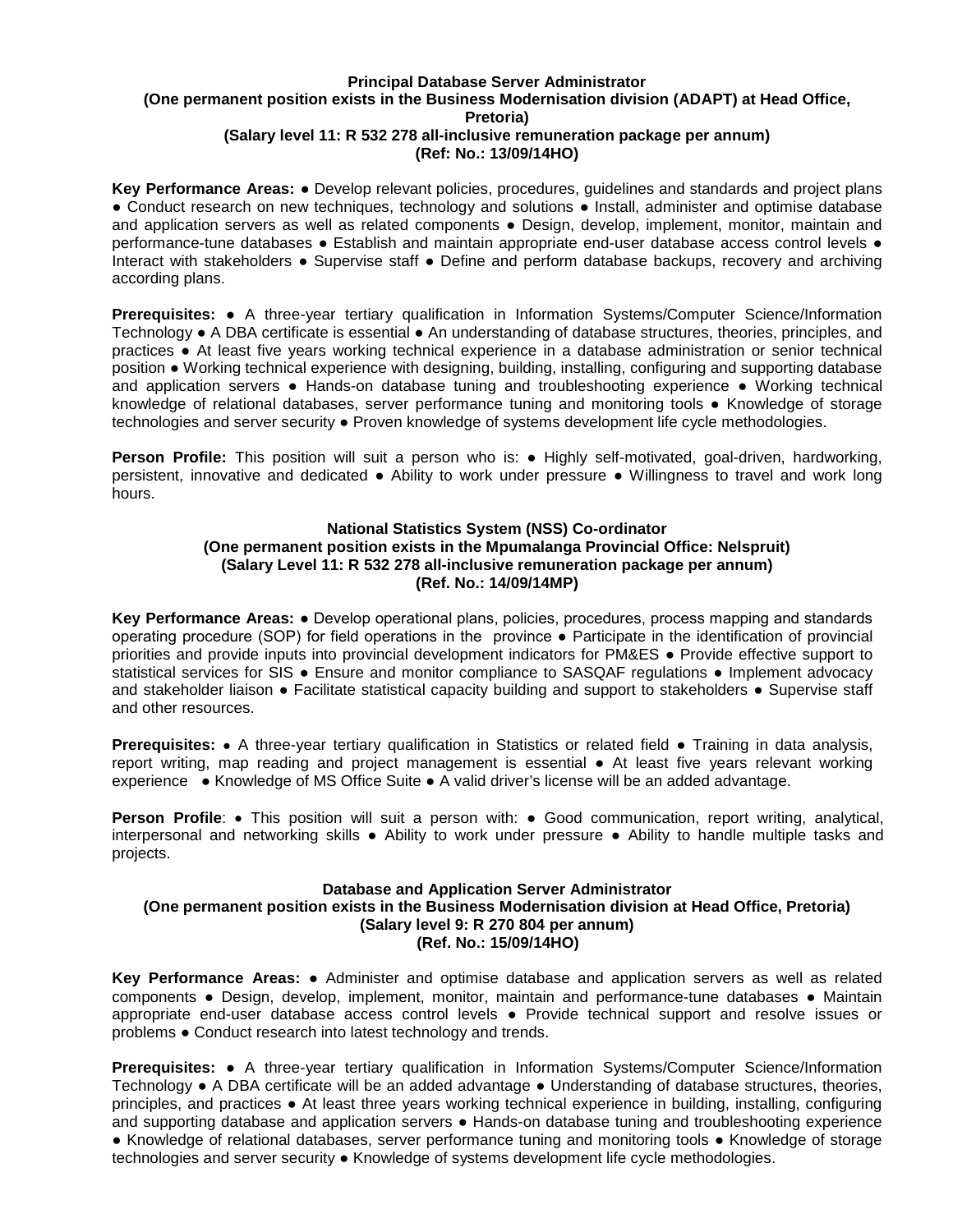**Principal Database Server Administrator**
**(One permanent position exists in the Business Modernisation division (ADAPT) at Head Office, Pretoria)**
**(Salary level 11: R 532 278 all-inclusive remuneration package per annum)**
**(Ref: No.: 13/09/14HO)**

**Key Performance Areas:** ● Develop relevant policies, procedures, guidelines and standards and project plans ● Conduct research on new techniques, technology and solutions ● Install, administer and optimise database and application servers as well as related components ● Design, develop, implement, monitor, maintain and performance-tune databases ● Establish and maintain appropriate end-user database access control levels ● Interact with stakeholders ● Supervise staff ● Define and perform database backups, recovery and archiving according plans.

**Prerequisites:** ● A three-year tertiary qualification in Information Systems/Computer Science/Information Technology ● A DBA certificate is essential ● An understanding of database structures, theories, principles, and practices ● At least five years working technical experience in a database administration or senior technical position ● Working technical experience with designing, building, installing, configuring and supporting database and application servers ● Hands-on database tuning and troubleshooting experience ● Working technical knowledge of relational databases, server performance tuning and monitoring tools ● Knowledge of storage technologies and server security ● Proven knowledge of systems development life cycle methodologies.

**Person Profile:** This position will suit a person who is: ● Highly self-motivated, goal-driven, hardworking, persistent, innovative and dedicated ● Ability to work under pressure ● Willingness to travel and work long hours.

**National Statistics System (NSS) Co-ordinator**
**(One permanent position exists in the Mpumalanga Provincial Office: Nelspruit)**
**(Salary Level 11: R 532 278 all-inclusive remuneration package per annum)**
**(Ref. No.: 14/09/14MP)**

**Key Performance Areas:** ● Develop operational plans, policies, procedures, process mapping and standards operating procedure (SOP) for field operations in the province ● Participate in the identification of provincial priorities and provide inputs into provincial development indicators for PM&ES ● Provide effective support to statistical services for SIS ● Ensure and monitor compliance to SASQAF regulations ● Implement advocacy and stakeholder liaison ● Facilitate statistical capacity building and support to stakeholders ● Supervise staff and other resources.

**Prerequisites:** • A three-year tertiary qualification in Statistics or related field ● Training in data analysis, report writing, map reading and project management is essential ● At least five years relevant working experience ● Knowledge of MS Office Suite ● A valid driver's license will be an added advantage.

**Person Profile**: • This position will suit a person with: ● Good communication, report writing, analytical, interpersonal and networking skills ● Ability to work under pressure ● Ability to handle multiple tasks and projects.

**Database and Application Server Administrator**
**(One permanent position exists in the Business Modernisation division at Head Office, Pretoria)**
**(Salary level 9: R 270 804 per annum)**
**(Ref. No.: 15/09/14HO)**

**Key Performance Areas:** ● Administer and optimise database and application servers as well as related components ● Design, develop, implement, monitor, maintain and performance-tune databases ● Maintain appropriate end-user database access control levels ● Provide technical support and resolve issues or problems ● Conduct research into latest technology and trends.

**Prerequisites:** ● A three-year tertiary qualification in Information Systems/Computer Science/Information Technology ● A DBA certificate will be an added advantage ● Understanding of database structures, theories, principles, and practices ● At least three years working technical experience in building, installing, configuring and supporting database and application servers ● Hands-on database tuning and troubleshooting experience ● Knowledge of relational databases, server performance tuning and monitoring tools ● Knowledge of storage technologies and server security ● Knowledge of systems development life cycle methodologies.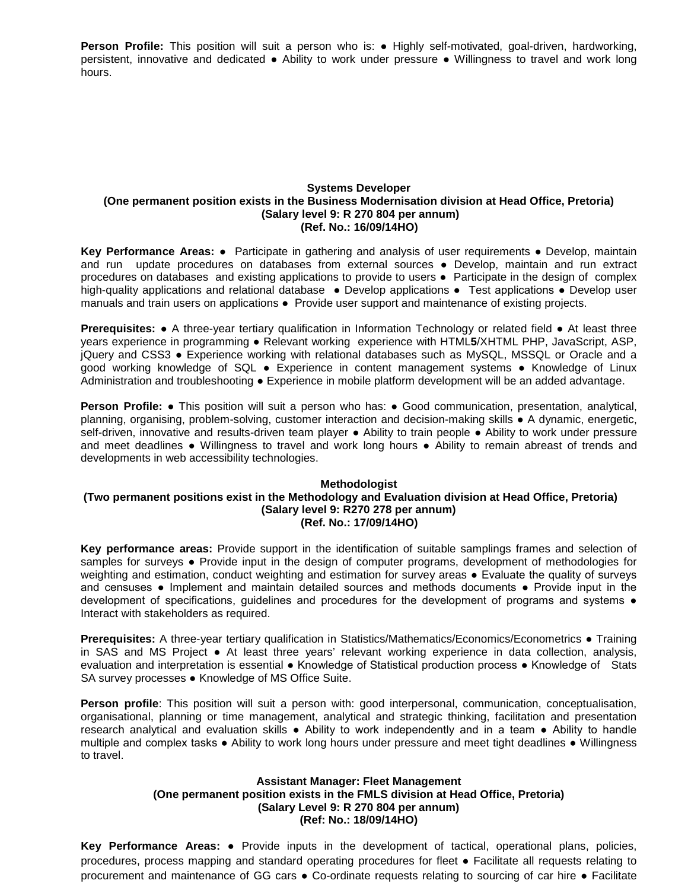**Person Profile:** This position will suit a person who is: ● Highly self-motivated, goal-driven, hardworking, persistent, innovative and dedicated ● Ability to work under pressure ● Willingness to travel and work long hours.

**Systems Developer**
**(One permanent position exists in the Business Modernisation division at Head Office, Pretoria)**
**(Salary level 9: R 270 804 per annum)**
**(Ref. No.: 16/09/14HO)**

**Key Performance Areas:** ● Participate in gathering and analysis of user requirements ● Develop, maintain and run update procedures on databases from external sources ● Develop, maintain and run extract procedures on databases and existing applications to provide to users ● Participate in the design of complex high-quality applications and relational database ● Develop applications ● Test applications ● Develop user manuals and train users on applications ● Provide user support and maintenance of existing projects.

**Prerequisites:** ● A three-year tertiary qualification in Information Technology or related field ● At least three years experience in programming ● Relevant working experience with HTML**5**/XHTML PHP, JavaScript, ASP, jQuery and CSS3 ● Experience working with relational databases such as MySQL, MSSQL or Oracle and a good working knowledge of SQL ● Experience in content management systems ● Knowledge of Linux Administration and troubleshooting ● Experience in mobile platform development will be an added advantage.

**Person Profile:** ● This position will suit a person who has: ● Good communication, presentation, analytical, planning, organising, problem-solving, customer interaction and decision-making skills ● A dynamic, energetic, self-driven, innovative and results-driven team player ● Ability to train people ● Ability to work under pressure and meet deadlines ● Willingness to travel and work long hours ● Ability to remain abreast of trends and developments in web accessibility technologies.

**Methodologist**
**(Two permanent positions exist in the Methodology and Evaluation division at Head Office, Pretoria)**
**(Salary level 9: R270 278 per annum)**
**(Ref. No.: 17/09/14HO)**

**Key performance areas:** Provide support in the identification of suitable samplings frames and selection of samples for surveys ● Provide input in the design of computer programs, development of methodologies for weighting and estimation, conduct weighting and estimation for survey areas ● Evaluate the quality of surveys and censuses ● Implement and maintain detailed sources and methods documents ● Provide input in the development of specifications, guidelines and procedures for the development of programs and systems ● Interact with stakeholders as required.

**Prerequisites:** A three-year tertiary qualification in Statistics/Mathematics/Economics/Econometrics ● Training in SAS and MS Project ● At least three years' relevant working experience in data collection, analysis, evaluation and interpretation is essential ● Knowledge of Statistical production process ● Knowledge of Stats SA survey processes ● Knowledge of MS Office Suite.

**Person profile**: This position will suit a person with: good interpersonal, communication, conceptualisation, organisational, planning or time management, analytical and strategic thinking, facilitation and presentation research analytical and evaluation skills ● Ability to work independently and in a team ● Ability to handle multiple and complex tasks ● Ability to work long hours under pressure and meet tight deadlines ● Willingness to travel.

**Assistant Manager: Fleet Management**
**(One permanent position exists in the FMLS division at Head Office, Pretoria)**
**(Salary Level 9: R 270 804 per annum)**
**(Ref: No.: 18/09/14HO)**

**Key Performance Areas:** ● Provide inputs in the development of tactical, operational plans, policies, procedures, process mapping and standard operating procedures for fleet ● Facilitate all requests relating to procurement and maintenance of GG cars ● Co-ordinate requests relating to sourcing of car hire ● Facilitate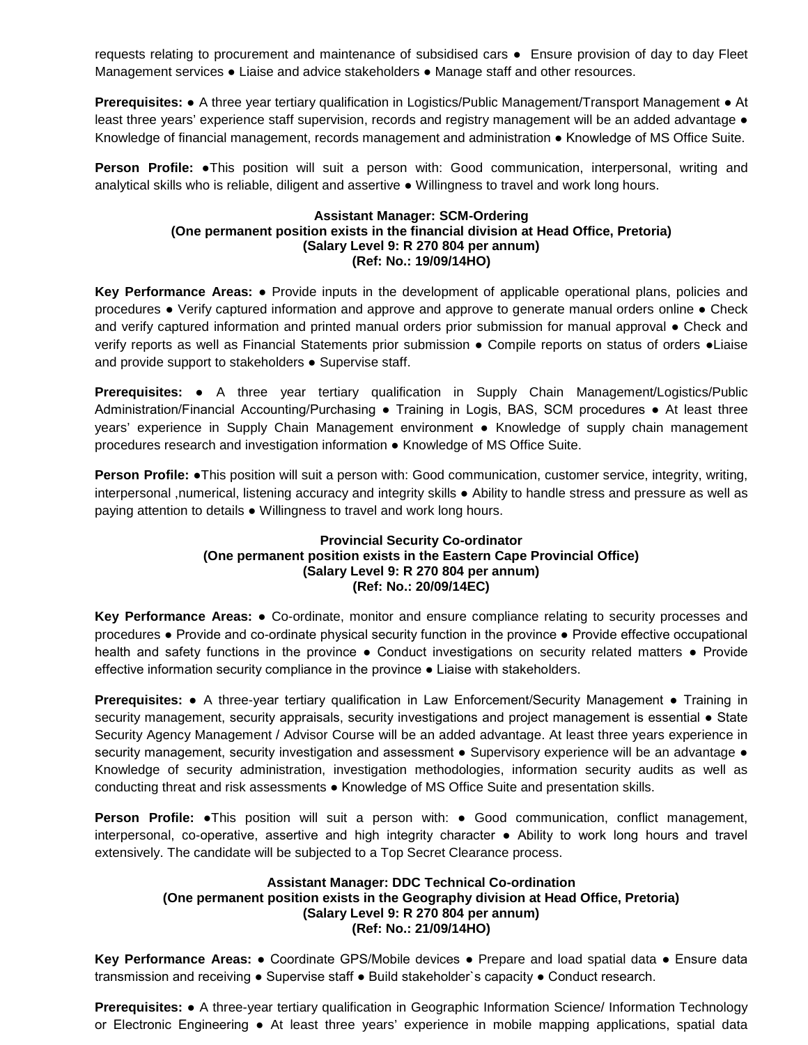requests relating to procurement and maintenance of subsidised cars ● Ensure provision of day to day Fleet Management services ● Liaise and advice stakeholders ● Manage staff and other resources.

**Prerequisites:** ● A three year tertiary qualification in Logistics/Public Management/Transport Management ● At least three years' experience staff supervision, records and registry management will be an added advantage ● Knowledge of financial management, records management and administration ● Knowledge of MS Office Suite.

**Person Profile:** ●This position will suit a person with: Good communication, interpersonal, writing and analytical skills who is reliable, diligent and assertive ● Willingness to travel and work long hours.

**Assistant Manager: SCM-Ordering**
**(One permanent position exists in the financial division at Head Office, Pretoria)**
**(Salary Level 9: R 270 804 per annum)**
**(Ref: No.: 19/09/14HO)**

**Key Performance Areas:** ● Provide inputs in the development of applicable operational plans, policies and procedures ● Verify captured information and approve and approve to generate manual orders online ● Check and verify captured information and printed manual orders prior submission for manual approval ● Check and verify reports as well as Financial Statements prior submission ● Compile reports on status of orders ●Liaise and provide support to stakeholders ● Supervise staff.

**Prerequisites:** ● A three year tertiary qualification in Supply Chain Management/Logistics/Public Administration/Financial Accounting/Purchasing ● Training in Logis, BAS, SCM procedures ● At least three years' experience in Supply Chain Management environment ● Knowledge of supply chain management procedures research and investigation information ● Knowledge of MS Office Suite.

**Person Profile:** ●This position will suit a person with: Good communication, customer service, integrity, writing, interpersonal ,numerical, listening accuracy and integrity skills ● Ability to handle stress and pressure as well as paying attention to details ● Willingness to travel and work long hours.

**Provincial Security Co-ordinator**
**(One permanent position exists in the Eastern Cape Provincial Office)**
**(Salary Level 9: R 270 804 per annum)**
**(Ref: No.: 20/09/14EC)**

**Key Performance Areas:** ● Co-ordinate, monitor and ensure compliance relating to security processes and procedures ● Provide and co-ordinate physical security function in the province ● Provide effective occupational health and safety functions in the province ● Conduct investigations on security related matters ● Provide effective information security compliance in the province ● Liaise with stakeholders.

**Prerequisites:** ● A three-year tertiary qualification in Law Enforcement/Security Management ● Training in security management, security appraisals, security investigations and project management is essential ● State Security Agency Management / Advisor Course will be an added advantage. At least three years experience in security management, security investigation and assessment ● Supervisory experience will be an advantage ● Knowledge of security administration, investigation methodologies, information security audits as well as conducting threat and risk assessments ● Knowledge of MS Office Suite and presentation skills.

**Person Profile:** ●This position will suit a person with: ● Good communication, conflict management, interpersonal, co-operative, assertive and high integrity character ● Ability to work long hours and travel extensively. The candidate will be subjected to a Top Secret Clearance process.

**Assistant Manager: DDC Technical Co-ordination**
**(One permanent position exists in the Geography division at Head Office, Pretoria)**
**(Salary Level 9: R 270 804 per annum)**
**(Ref: No.: 21/09/14HO)**

**Key Performance Areas:** ● Coordinate GPS/Mobile devices ● Prepare and load spatial data ● Ensure data transmission and receiving ● Supervise staff ● Build stakeholder`s capacity ● Conduct research.

**Prerequisites:** ● A three-year tertiary qualification in Geographic Information Science/ Information Technology or Electronic Engineering ● At least three years' experience in mobile mapping applications, spatial data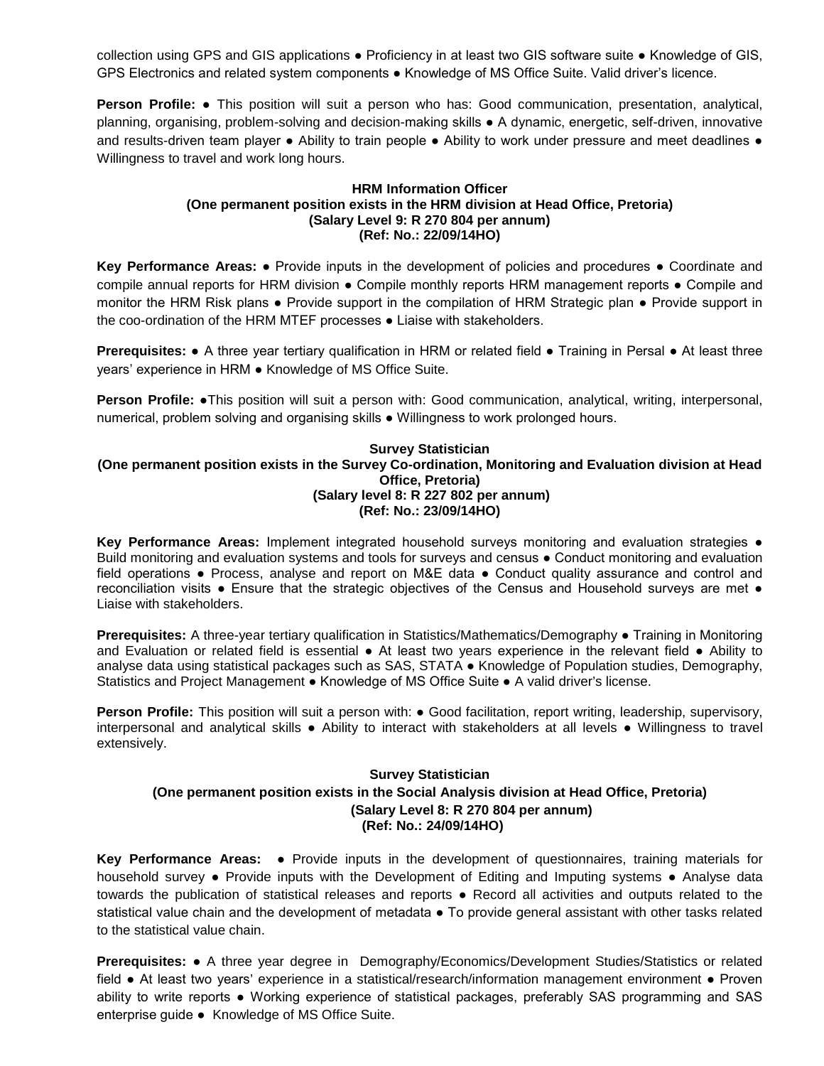collection using GPS and GIS applications ● Proficiency in at least two GIS software suite ● Knowledge of GIS, GPS Electronics and related system components ● Knowledge of MS Office Suite. Valid driver's licence.

**Person Profile:** ● This position will suit a person who has: Good communication, presentation, analytical, planning, organising, problem-solving and decision-making skills ● A dynamic, energetic, self-driven, innovative and results-driven team player ● Ability to train people ● Ability to work under pressure and meet deadlines ● Willingness to travel and work long hours.

**HRM Information Officer**
**(One permanent position exists in the HRM division at Head Office, Pretoria)**
**(Salary Level 9: R 270 804 per annum)**
**(Ref: No.: 22/09/14HO)**

**Key Performance Areas:** ● Provide inputs in the development of policies and procedures ● Coordinate and compile annual reports for HRM division ● Compile monthly reports HRM management reports ● Compile and monitor the HRM Risk plans ● Provide support in the compilation of HRM Strategic plan ● Provide support in the coo-ordination of the HRM MTEF processes ● Liaise with stakeholders.

**Prerequisites:** ● A three year tertiary qualification in HRM or related field ● Training in Persal ● At least three years' experience in HRM ● Knowledge of MS Office Suite.

**Person Profile:** ●This position will suit a person with: Good communication, analytical, writing, interpersonal, numerical, problem solving and organising skills ● Willingness to work prolonged hours.

**Survey Statistician**
**(One permanent position exists in the Survey Co-ordination, Monitoring and Evaluation division at Head Office, Pretoria)**
**(Salary level 8: R 227 802 per annum)**
**(Ref: No.: 23/09/14HO)**

**Key Performance Areas:** Implement integrated household surveys monitoring and evaluation strategies ● Build monitoring and evaluation systems and tools for surveys and census ● Conduct monitoring and evaluation field operations ● Process, analyse and report on M&E data ● Conduct quality assurance and control and reconciliation visits ● Ensure that the strategic objectives of the Census and Household surveys are met ● Liaise with stakeholders.

**Prerequisites:** A three-year tertiary qualification in Statistics/Mathematics/Demography ● Training in Monitoring and Evaluation or related field is essential ● At least two years experience in the relevant field ● Ability to analyse data using statistical packages such as SAS, STATA ● Knowledge of Population studies, Demography, Statistics and Project Management ● Knowledge of MS Office Suite ● A valid driver's license.

**Person Profile:** This position will suit a person with: ● Good facilitation, report writing, leadership, supervisory, interpersonal and analytical skills ● Ability to interact with stakeholders at all levels ● Willingness to travel extensively.

**Survey Statistician**
**(One permanent position exists in the Social Analysis division at Head Office, Pretoria)**
**(Salary Level 8: R 270 804 per annum)**
**(Ref: No.: 24/09/14HO)**

**Key Performance Areas:** ● Provide inputs in the development of questionnaires, training materials for household survey ● Provide inputs with the Development of Editing and Imputing systems ● Analyse data towards the publication of statistical releases and reports ● Record all activities and outputs related to the statistical value chain and the development of metadata ● To provide general assistant with other tasks related to the statistical value chain.

**Prerequisites:** ● A three year degree in Demography/Economics/Development Studies/Statistics or related field ● At least two years' experience in a statistical/research/information management environment ● Proven ability to write reports ● Working experience of statistical packages, preferably SAS programming and SAS enterprise guide ● Knowledge of MS Office Suite.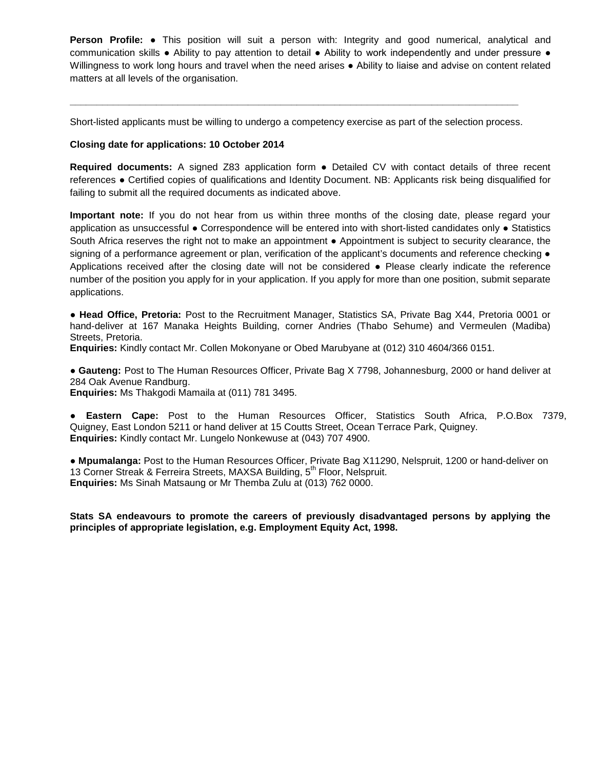**Person Profile:** ● This position will suit a person with: Integrity and good numerical, analytical and communication skills ● Ability to pay attention to detail ● Ability to work independently and under pressure ● Willingness to work long hours and travel when the need arises ● Ability to liaise and advise on content related matters at all levels of the organisation.

---

Short-listed applicants must be willing to undergo a competency exercise as part of the selection process.

**Closing date for applications: 10 October 2014**

**Required documents:** A signed Z83 application form ● Detailed CV with contact details of three recent references ● Certified copies of qualifications and Identity Document. NB: Applicants risk being disqualified for failing to submit all the required documents as indicated above.

**Important note:** If you do not hear from us within three months of the closing date, please regard your application as unsuccessful ● Correspondence will be entered into with short-listed candidates only ● Statistics South Africa reserves the right not to make an appointment ● Appointment is subject to security clearance, the signing of a performance agreement or plan, verification of the applicant's documents and reference checking ● Applications received after the closing date will not be considered ● Please clearly indicate the reference number of the position you apply for in your application. If you apply for more than one position, submit separate applications.

● **Head Office, Pretoria:** Post to the Recruitment Manager, Statistics SA, Private Bag X44, Pretoria 0001 or hand-deliver at 167 Manaka Heights Building, corner Andries (Thabo Sehume) and Vermeulen (Madiba) Streets, Pretoria.
**Enquiries:** Kindly contact Mr. Collen Mokonyane or Obed Marubyane at (012) 310 4604/366 0151.

● **Gauteng:** Post to The Human Resources Officer, Private Bag X 7798, Johannesburg, 2000 or hand deliver at 284 Oak Avenue Randburg.
**Enquiries:** Ms Thakgodi Mamaila at (011) 781 3495.

● **Eastern Cape:** Post to the Human Resources Officer, Statistics South Africa, P.O.Box 7379, Quigney, East London 5211 or hand deliver at 15 Coutts Street, Ocean Terrace Park, Quigney.
**Enquiries:** Kindly contact Mr. Lungelo Nonkewuse at (043) 707 4900.

● **Mpumalanga:** Post to the Human Resources Officer, Private Bag X11290, Nelspruit, 1200 or hand-deliver on 13 Corner Streak & Ferreira Streets, MAXSA Building, 5th Floor, Nelspruit.
**Enquiries:** Ms Sinah Matsaung or Mr Themba Zulu at (013) 762 0000.

**Stats SA endeavours to promote the careers of previously disadvantaged persons by applying the principles of appropriate legislation, e.g. Employment Equity Act, 1998.**